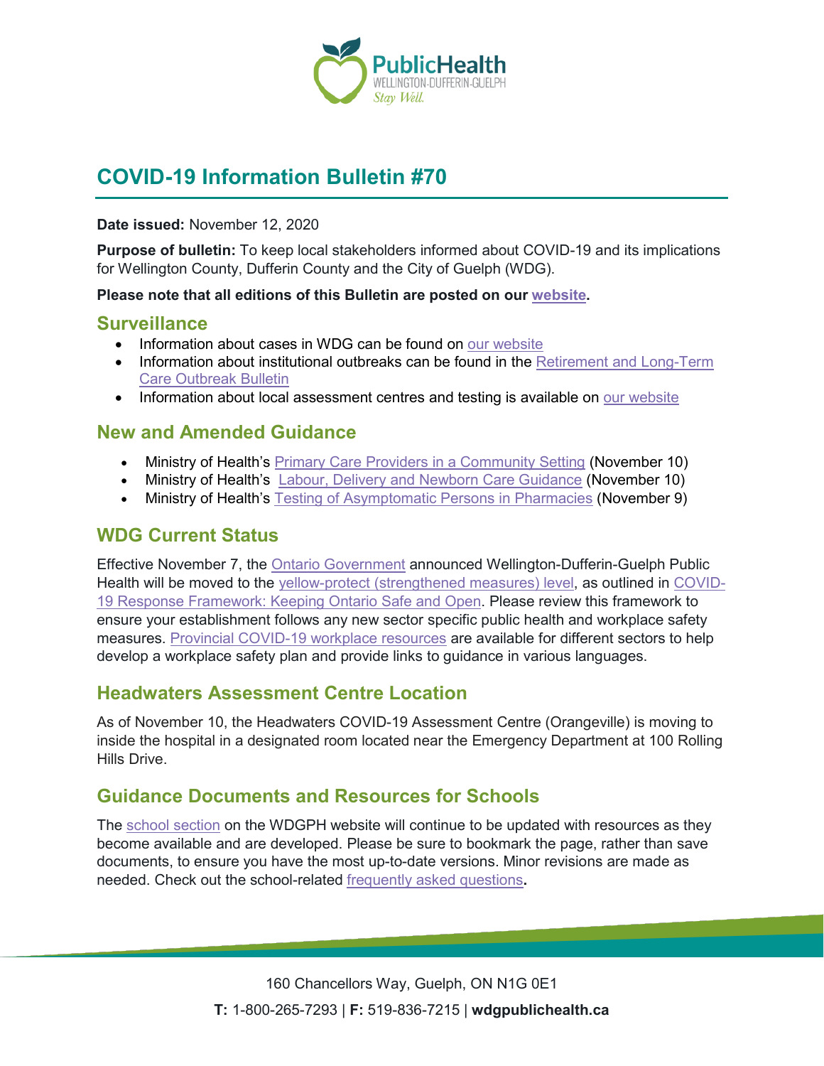# COVID-19 Information Bulletin #70

**Date issued:** November 12, 2020

**Purpose of bulletin:** To keep local stakeholders informed about COVID-19 and its implications for Wellington County, Dufferin County and the City of Guelph (WDG).

**Please note that all editions of this Bulletin are posted on our website.**

## Surveillance

- Information about cases in WDG can be found on our website
- Information about institutional outbreaks can be found in the Retirement and Long-Term Care Outbreak Bulletin
- Information about local assessment centres and testing is available on our website

## New and Amended Guidance

- Ministry of Health's Primary Care Providers in a Community Setting (November 10)
- Ministry of Health's Labour, Delivery and Newborn Care Guidance (November 10)
- Ministry of Health's Testing of Asymptomatic Persons in Pharmacies (November 9)

## WDG Current Status

Effective November 7, the Ontario Government announced Wellington-Dufferin-Guelph Public Health will be moved to the yellow-protect (strengthened measures) level, as outlined in COVID-19 Response Framework: Keeping Ontario Safe and Open. Please review this framework to ensure your establishment follows any new sector specific public health and workplace safety measures. Provincial COVID-19 workplace resources are available for different sectors to help develop a workplace safety plan and provide links to guidance in various languages.

## Headwaters Assessment Centre Location

As of November 10, the Headwaters COVID-19 Assessment Centre (Orangeville) is moving to inside the hospital in a designated room located near the Emergency Department at 100 Rolling Hills Drive.

## Guidance Documents and Resources for Schools

The school section on the WDGPH website will continue to be updated with resources as they become available and are developed. Please be sure to bookmark the page, rather than save documents, to ensure you have the most up-to-date versions. Minor revisions are made as needed. Check out the school-related frequently asked questions**.**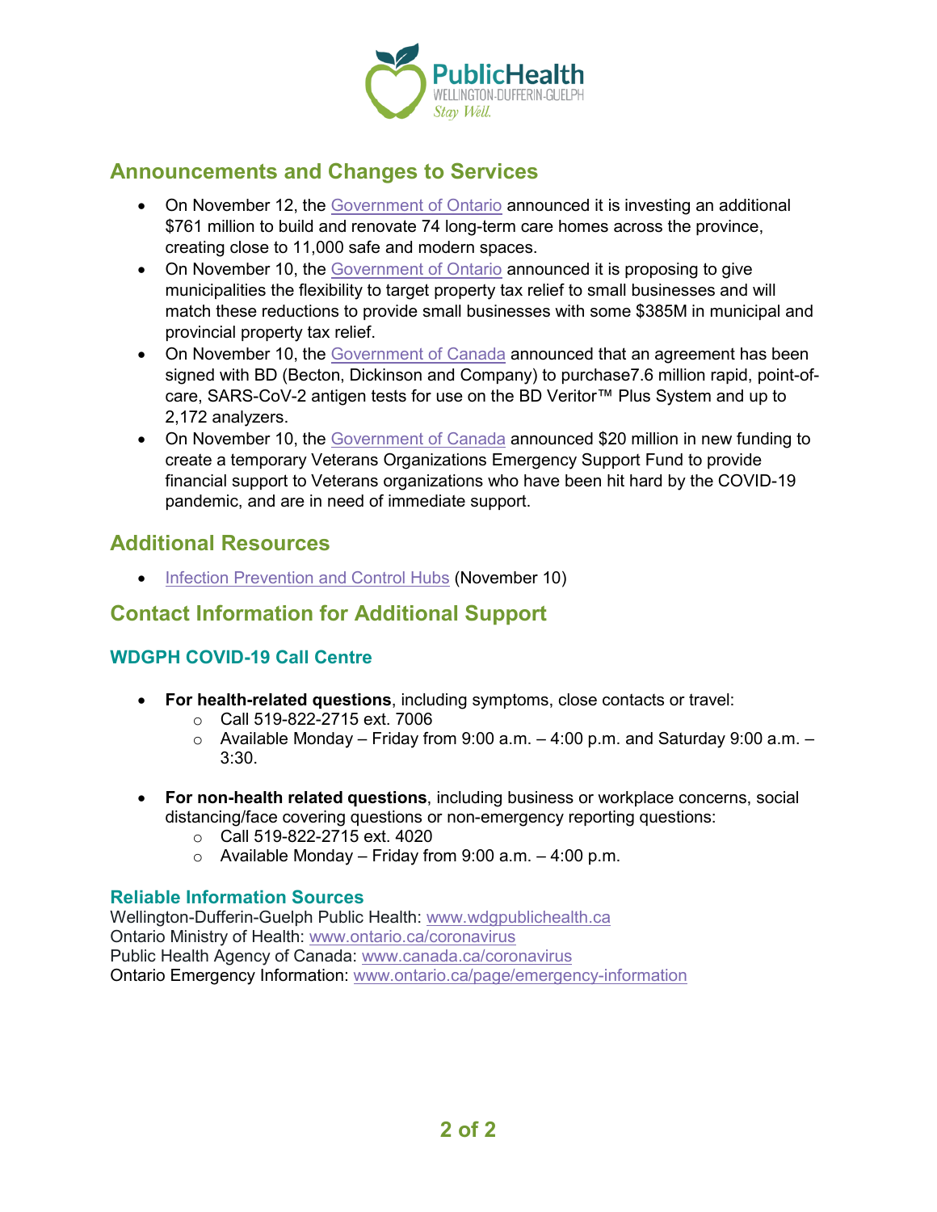## Announcements and Changes to Services

- On November 12, the [Government of Ontario](#) announced it is investing an additional $761 million to build and renovate 74 long-term care homes across the province, creating close to 11,000 safe and modern spaces.
- On November 10, the [Government of Ontario](#) announced it is proposing to give municipalities the flexibility to target property tax relief to small businesses and will match these reductions to provide small businesses with some $385M in municipal and provincial property tax relief.
- On November 10, the [Government of Canada](#) announced that an agreement has been signed with BD (Becton, Dickinson and Company) to purchase7.6 million rapid, point-of-care, SARS-CoV-2 antigen tests for use on the BD Veritor™ Plus System and up to 2,172 analyzers.
- On November 10, the [Government of Canada](#) announced $20 million in new funding to create a temporary Veterans Organizations Emergency Support Fund to provide financial support to Veterans organizations who have been hit hard by the COVID-19 pandemic, and are in need of immediate support.

## Additional Resources

- [Infection Prevention and Control Hubs](#) (November 10)

## Contact Information for Additional Support

### WDGPH COVID-19 Call Centre

- **For health-related questions**, including symptoms, close contacts or travel:
  - Call 519-822-2715 ext. 7006
  - Available Monday – Friday from 9:00 a.m. – 4:00 p.m. and Saturday 9:00 a.m. – 3:30.

- **For non-health related questions**, including business or workplace concerns, social distancing/face covering questions or non-emergency reporting questions:
  - Call 519-822-2715 ext. 4020
  - Available Monday – Friday from 9:00 a.m. – 4:00 p.m.

### Reliable Information Sources

Wellington-Dufferin-Guelph Public Health: [www.wdgpublichealth.ca](http://www.wdgpublichealth.ca)
Ontario Ministry of Health: [www.ontario.ca/coronavirus](http://www.ontario.ca/coronavirus)
Public Health Agency of Canada: [www.canada.ca/coronavirus](http://www.canada.ca/coronavirus)
Ontario Emergency Information: [www.ontario.ca/page/emergency-information](http://www.ontario.ca/page/emergency-information)